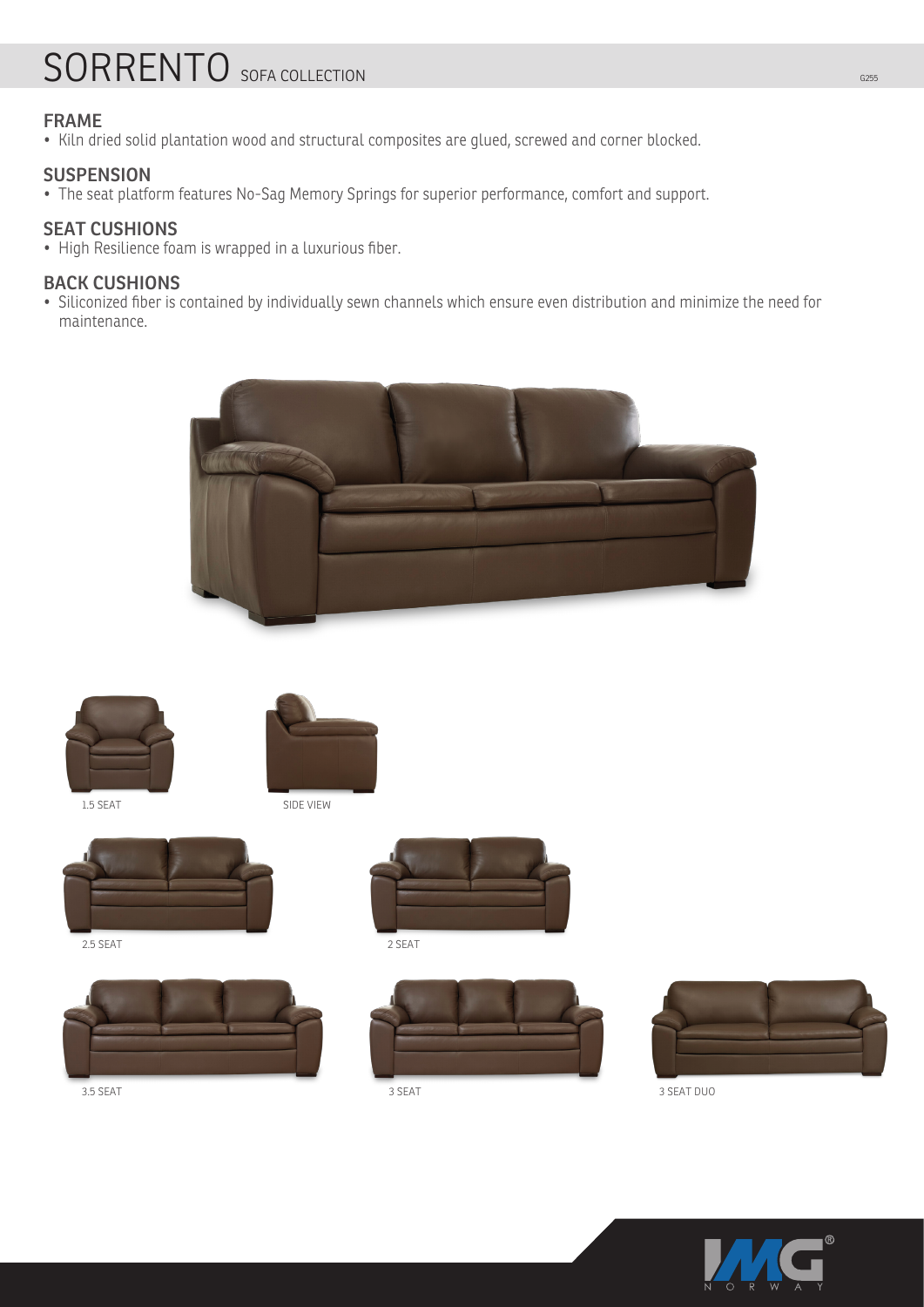# SORRENTO SOFA COLLECTION

## FRAME

- Kiln dried solid plantation wood and structural composites are glued, screwed and corner blocked.

## SUSPENSION

- The seat platform features No-Sag Memory Springs for superior performance, comfort and support.

## SEAT CUSHIONS

- High Resilience foam is wrapped in a luxurious fiber.

## BACK CUSHIONS

- Siliconized fiber is contained by individually sewn channels which ensure even distribution and minimize the need for maintenance.

1.5 SEAT

SIDE VIEW

2.5 SEAT

2 SEAT

3.5 SEAT

3 SEAT

3 SEAT DUO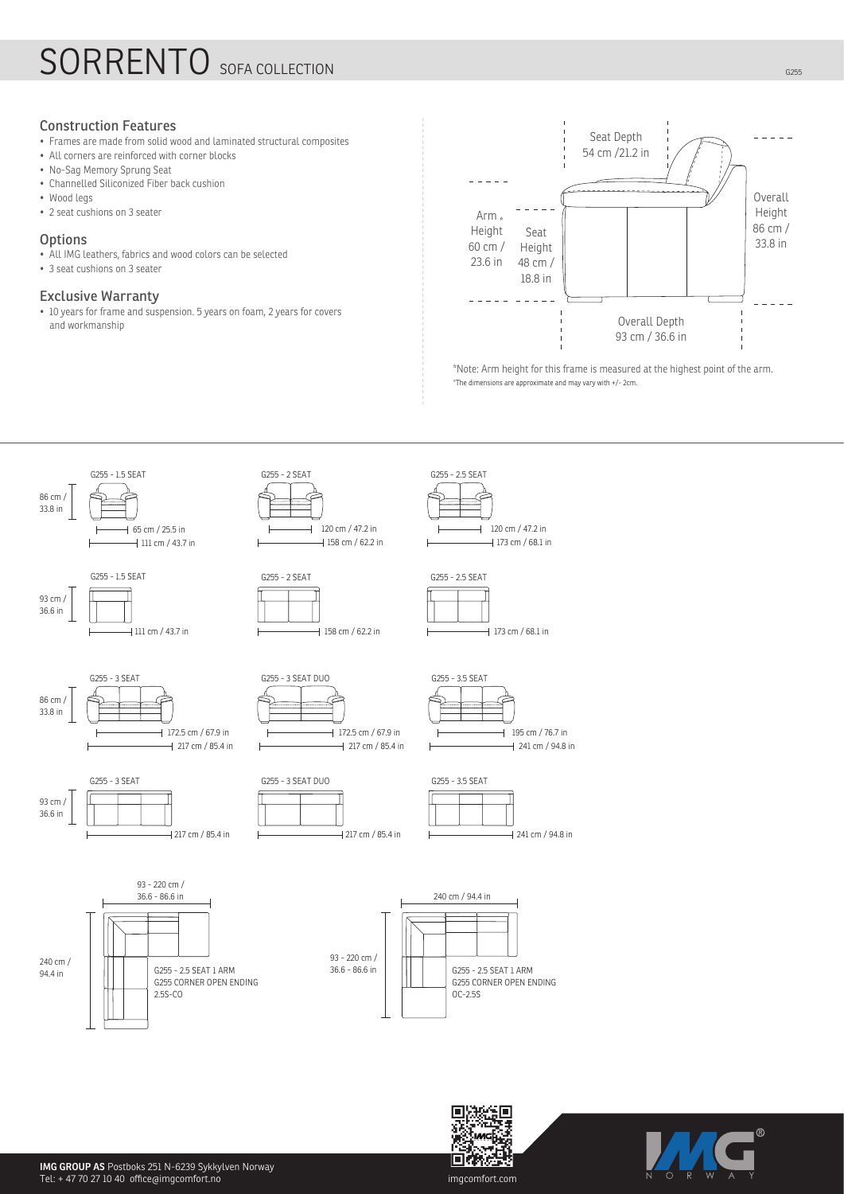# SORRENTO SOFA COLLECTION

## Construction Features

- Frames are made from solid wood and laminated structural composites
- All corners are reinforced with corner blocks
- No-Sag Memory Sprung Seat
- Channelled Siliconized Fiber back cushion
- Wood legs
- 2 seat cushions on 3 seater

## Options

- All IMG leathers, fabrics and wood colors can be selected
- 3 seat cushions on 3 seater

## Exclusive Warranty

- 10 years for frame and suspension. 5 years on foam, 2 years for covers and workmanship

Seat Depth
54 cm /21.2 in

Arm Height
60 cm /
23.6 in

Seat Height
48 cm /
18.8 in

Overall Height
86 cm /
33.8 in

Overall Depth
93 cm / 36.6 in

*Note: Arm height for this frame is measured at the highest point of the arm.
*The dimensions are approximate and may vary with +/- 2cm.

G255 - 1.5 SEAT
86 cm / 33.8 in
65 cm / 25.5 in
111 cm / 43.7 in

G255 - 2 SEAT
120 cm / 47.2 in
158 cm / 62.2 in

G255 - 2.5 SEAT
120 cm / 47.2 in
173 cm / 68.1 in

G255 - 1.5 SEAT
93 cm / 36.6 in
111 cm / 43.7 in

G255 - 2 SEAT
158 cm / 62.2 in

G255 - 2.5 SEAT
173 cm / 68.1 in

G255 - 3 SEAT
86 cm / 33.8 in
172.5 cm / 67.9 in
217 cm / 85.4 in

G255 - 3 SEAT DUO
172.5 cm / 67.9 in
217 cm / 85.4 in

G255 - 3.5 SEAT
195 cm / 76.7 in
241 cm / 94.8 in

G255 - 3 SEAT
93 cm / 36.6 in
217 cm / 85.4 in

G255 - 3 SEAT DUO
217 cm / 85.4 in

G255 - 3.5 SEAT
241 cm / 94.8 in

93 - 220 cm / 36.6 - 86.6 in
240 cm / 94.4 in
G255 - 2.5 SEAT 1 ARM
G255 CORNER OPEN ENDING
2.5S-CO

240 cm / 94.4 in
93 - 220 cm / 36.6 - 86.6 in
G255 - 2.5 SEAT 1 ARM
G255 CORNER OPEN ENDING
OC-2.5S

**IMG GROUP AS** Postboks 251 N-6239 Sykkylven Norway
Tel: + 47 70 27 10 40 office@imgcomfort.no

imgcomfort.com